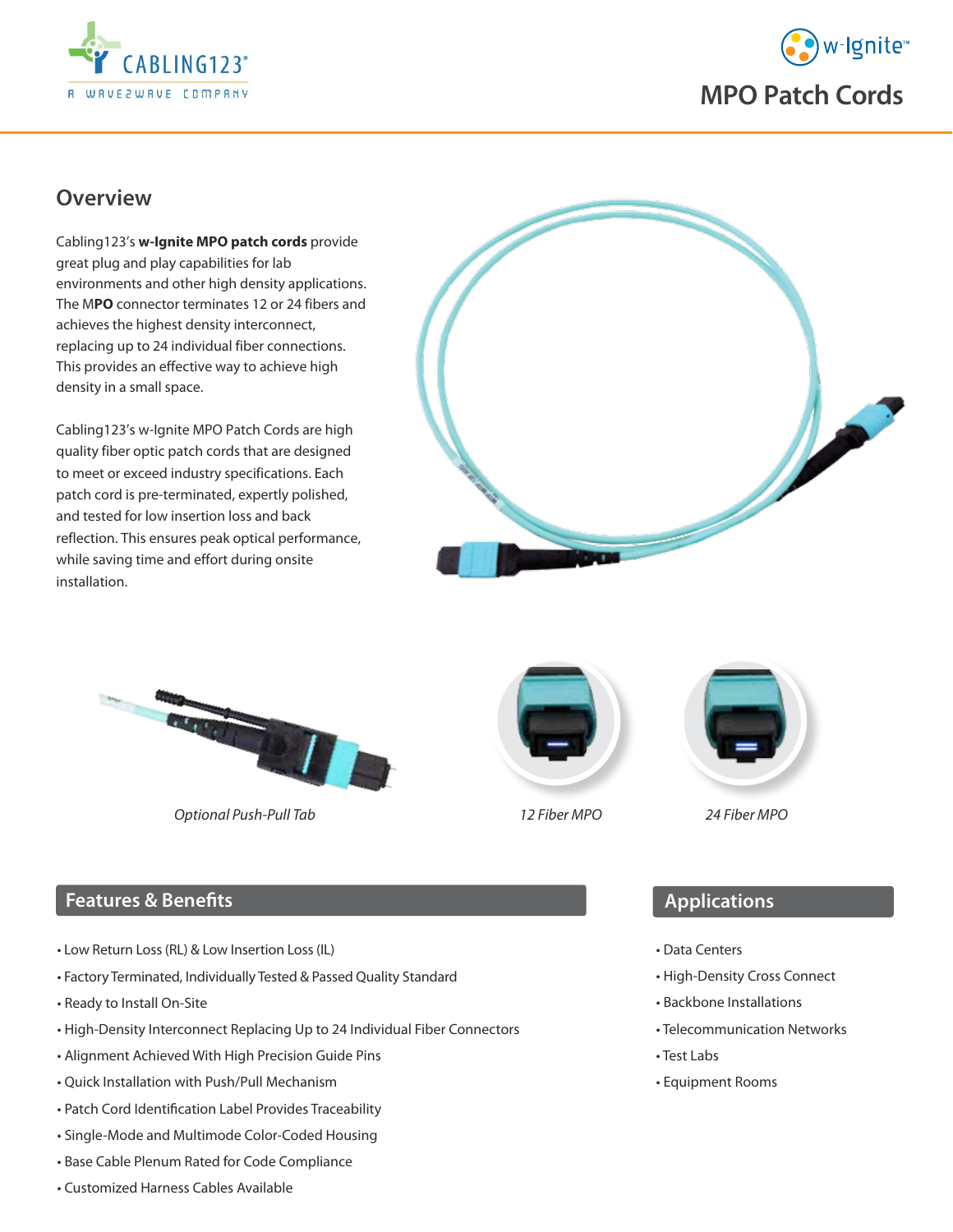# MPO Patch Cords

## Overview

Cabling123's **w-Ignite MPO patch cords** provide great plug and play capabilities for lab environments and other high density applications. The M**PO** connector terminates 12 or 24 fibers and achieves the highest density interconnect, replacing up to 24 individual fiber connections. This provides an effective way to achieve high density in a small space.

Cabling123's w-Ignite MPO Patch Cords are high quality fiber optic patch cords that are designed to meet or exceed industry specifications. Each patch cord is pre-terminated, expertly polished, and tested for low insertion loss and back reflection. This ensures peak optical performance, while saving time and effort during onsite installation.

*Optional Push-Pull Tab*

*12 Fiber MPO*

*24 Fiber MPO*

## Features & Benefits

- Low Return Loss (RL) & Low Insertion Loss (IL)
- Factory Terminated, Individually Tested & Passed Quality Standard
- Ready to Install On-Site
- High-Density Interconnect Replacing Up to 24 Individual Fiber Connectors
- Alignment Achieved With High Precision Guide Pins
- Quick Installation with Push/Pull Mechanism
- Patch Cord Identification Label Provides Traceability
- Single-Mode and Multimode Color-Coded Housing
- Base Cable Plenum Rated for Code Compliance
- Customized Harness Cables Available

## Applications

- Data Centers
- High-Density Cross Connect
- Backbone Installations
- Telecommunication Networks
- Test Labs
- Equipment Rooms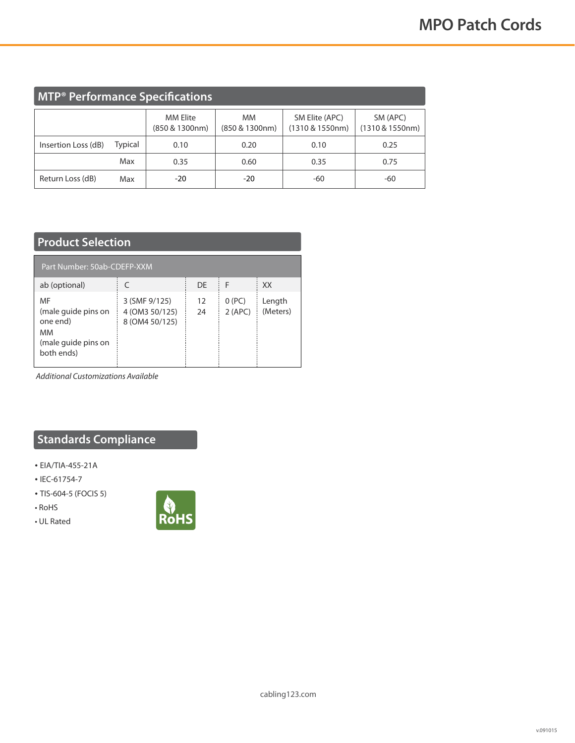# MPO Patch Cords

## MTP® Performance Specifications

| | | MM Elite (850 & 1300nm) | MM (850 & 1300nm) | SM Elite (APC) (1310 & 1550nm) | SM (APC) (1310 & 1550nm) |
|---|---|---|---|---|---|
| Insertion Loss (dB) | Typical | 0.10 | 0.20 | 0.10 | 0.25 |
| | Max | 0.35 | 0.60 | 0.35 | 0.75 |
| Return Loss (dB) | Max | -20 | -20 | -60 | -60 |

## Product Selection

| Part Number: 50ab-CDEFP-XXM | | | | |
|---|---|---|---|---|
| ab (optional) | C | DE | F | XX |
| MF (male guide pins on one end) MM (male guide pins on both ends) | 3 (SMF 9/125) 4 (OM3 50/125) 8 (OM4 50/125) | 12 24 | 0 (PC) 2 (APC) | Length (Meters) |

*Additional Customizations Available*

## Standards Compliance

- EIA/TIA-455-21A
- IEC-61754-7
- TIS-604-5 (FOCIS 5)
- RoHS
- UL Rated

RoHS

cabling123.com